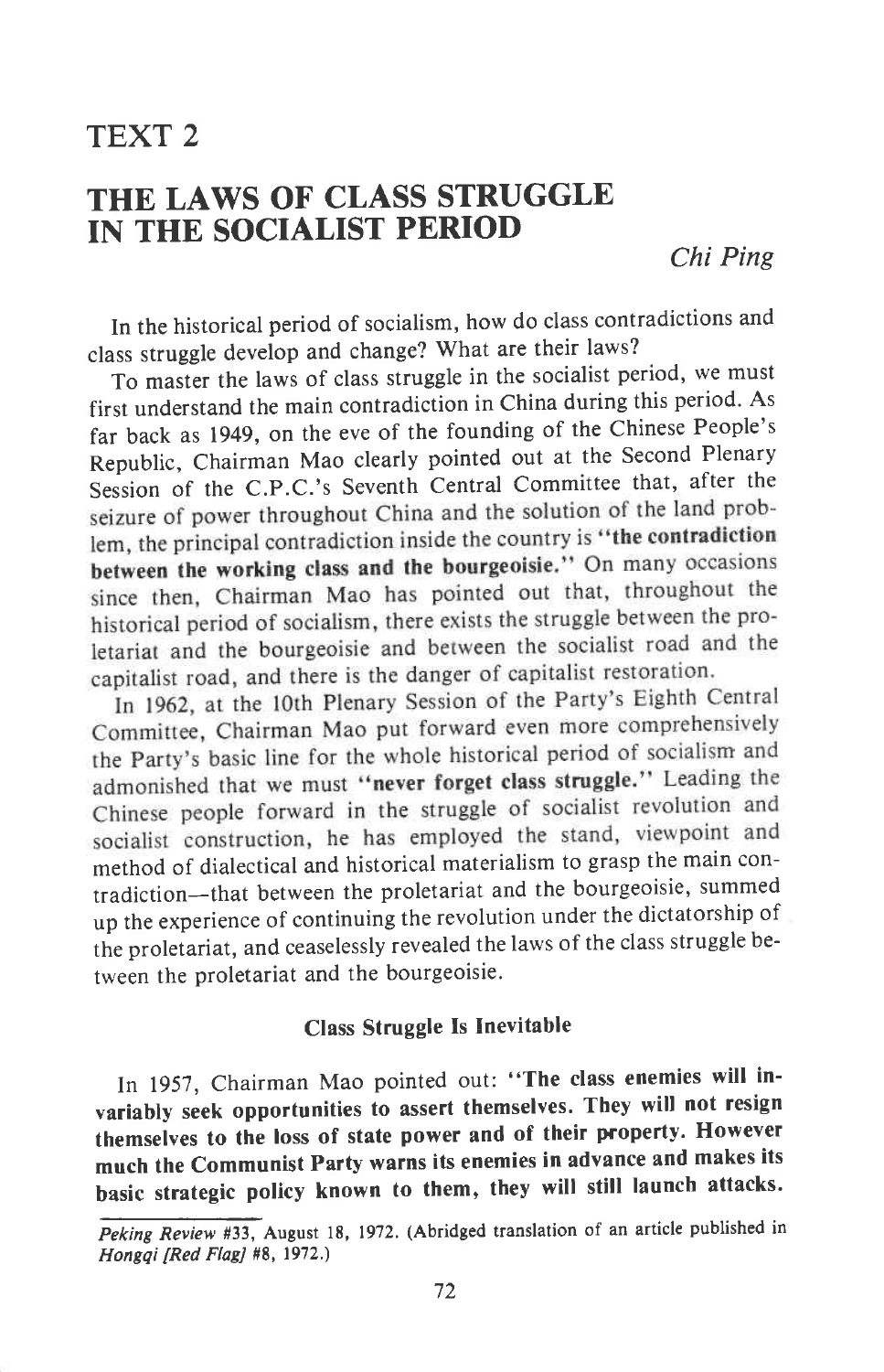# TEXT 2

## THE LAWS OF CLASS STRUGGLE IN THE SOCIALIST PERIOD

*Chi Ping*

In the historical period of socialism, how do class contradictions and class struggle develop and change? What are their laws?

To master the laws of class struggle in the socialist period, we must first understand the main contradiction in China during this period. As far back as 1949, on the eve of the founding of the Chinese People's Republic, Chairman Mao clearly pointed out at the Second Plenary Session of the C.P.C.'s Seventh Central Committee that, after the seizure of power throughout China and the solution of the land problem, the principal contradiction inside the country is "**the contradiction between the working class and the bourgeoisie.**" On many occasions since then, Chairman Mao has pointed out that, throughout the historical period of socialism, there exists the struggle between the proletariat and the bourgeoisie and between the socialist road and the capitalist road, and there is the danger of capitalist restoration.

In 1962, at the 10th Plenary Session of the Party's Eighth Central Committee, Chairman Mao put forward even more comprehensively the Party's basic line for the whole historical period of socialism and admonished that we must "**never forget class struggle.**" Leading the Chinese people forward in the struggle of socialist revolution and socialist construction, he has employed the stand, viewpoint and method of dialectical and historical materialism to grasp the main contradiction—that between the proletariat and the bourgeoisie, summed up the experience of continuing the revolution under the dictatorship of the proletariat, and ceaselessly revealed the laws of the class struggle between the proletariat and the bourgeoisie.

### Class Struggle Is Inevitable

In 1957, Chairman Mao pointed out: "**The class enemies will invariably seek opportunities to assert themselves. They will not resign themselves to the loss of state power and of their property. However much the Communist Party warns its enemies in advance and makes its basic strategic policy known to them, they will still launch attacks.**

---

*Peking Review* #33, August 18, 1972. (Abridged translation of an article published in *Hongqi [Red Flag]* #8, 1972.)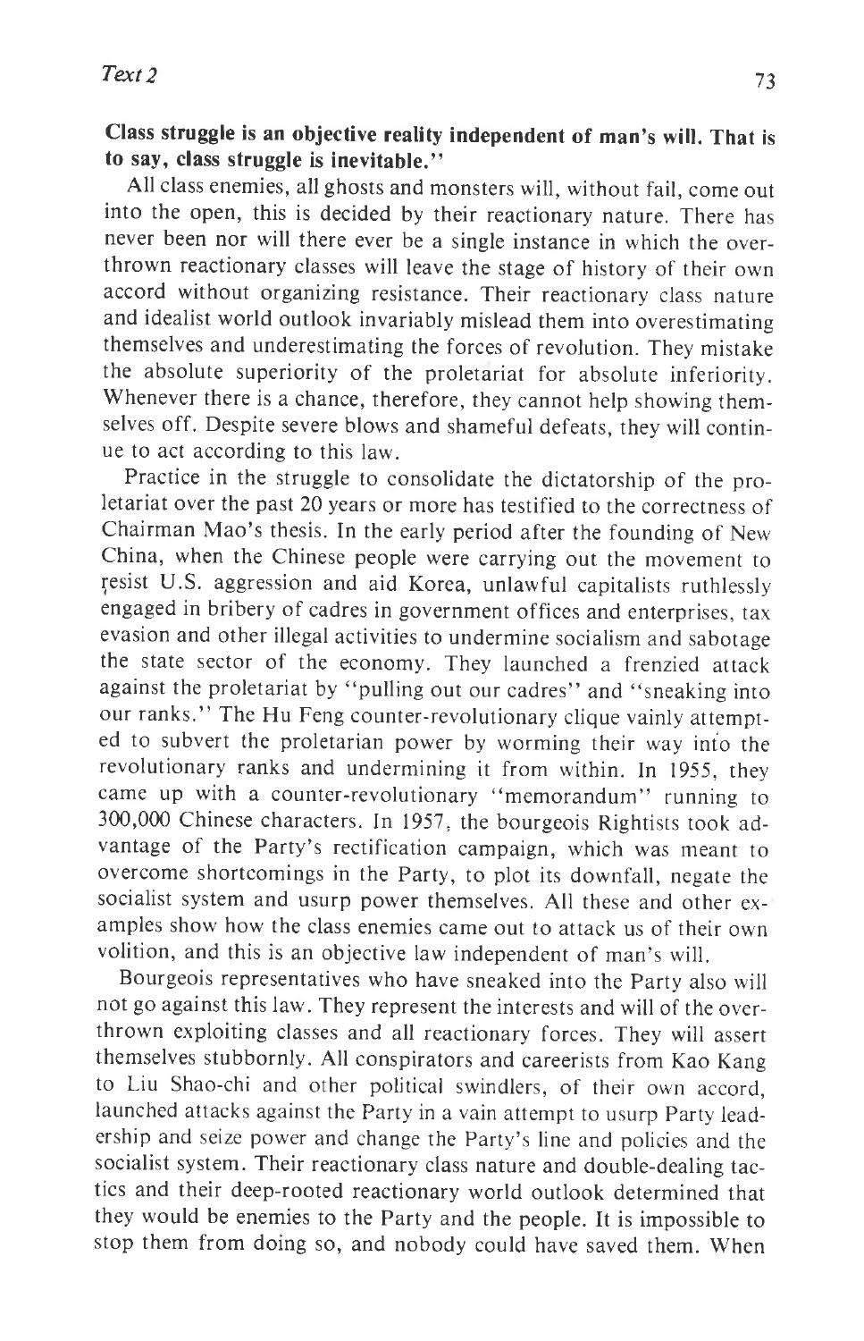**Class struggle is an objective reality independent of man's will. That is to say, class struggle is inevitable."**

All class enemies, all ghosts and monsters will, without fail, come out into the open, this is decided by their reactionary nature. There has never been nor will there ever be a single instance in which the overthrown reactionary classes will leave the stage of history of their own accord without organizing resistance. Their reactionary class nature and idealist world outlook invariably mislead them into overestimating themselves and underestimating the forces of revolution. They mistake the absolute superiority of the proletariat for absolute inferiority. Whenever there is a chance, therefore, they cannot help showing themselves off. Despite severe blows and shameful defeats, they will continue to act according to this law.

Practice in the struggle to consolidate the dictatorship of the proletariat over the past 20 years or more has testified to the correctness of Chairman Mao's thesis. In the early period after the founding of New China, when the Chinese people were carrying out the movement to resist U.S. aggression and aid Korea, unlawful capitalists ruthlessly engaged in bribery of cadres in government offices and enterprises, tax evasion and other illegal activities to undermine socialism and sabotage the state sector of the economy. They launched a frenzied attack against the proletariat by "pulling out our cadres" and "sneaking into our ranks." The Hu Feng counter-revolutionary clique vainly attempted to subvert the proletarian power by worming their way into the revolutionary ranks and undermining it from within. In 1955, they came up with a counter-revolutionary "memorandum" running to 300,000 Chinese characters. In 1957, the bourgeois Rightists took advantage of the Party's rectification campaign, which was meant to overcome shortcomings in the Party, to plot its downfall, negate the socialist system and usurp power themselves. All these and other examples show how the class enemies came out to attack us of their own volition, and this is an objective law independent of man's will.

Bourgeois representatives who have sneaked into the Party also will not go against this law. They represent the interests and will of the overthrown exploiting classes and all reactionary forces. They will assert themselves stubbornly. All conspirators and careerists from Kao Kang to Liu Shao-chi and other political swindlers, of their own accord, launched attacks against the Party in a vain attempt to usurp Party leadership and seize power and change the Party's line and policies and the socialist system. Their reactionary class nature and double-dealing tactics and their deep-rooted reactionary world outlook determined that they would be enemies to the Party and the people. It is impossible to stop them from doing so, and nobody could have saved them. When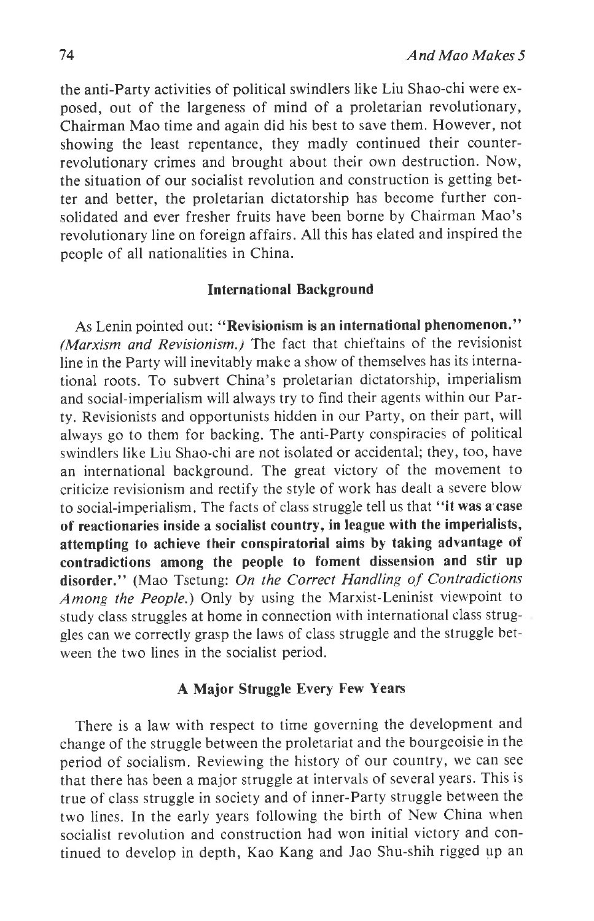the anti-Party activities of political swindlers like Liu Shao-chi were exposed, out of the largeness of mind of a proletarian revolutionary, Chairman Mao time and again did his best to save them. However, not showing the least repentance, they madly continued their counter-revolutionary crimes and brought about their own destruction. Now, the situation of our socialist revolution and construction is getting better and better, the proletarian dictatorship has become further consolidated and ever fresher fruits have been borne by Chairman Mao's revolutionary line on foreign affairs. All this has elated and inspired the people of all nationalities in China.

### International Background

As Lenin pointed out: "**Revisionism is an international phenomenon.**" *(Marxism and Revisionism.)* The fact that chieftains of the revisionist line in the Party will inevitably make a show of themselves has its international roots. To subvert China's proletarian dictatorship, imperialism and social-imperialism will always try to find their agents within our Party. Revisionists and opportunists hidden in our Party, on their part, will always go to them for backing. The anti-Party conspiracies of political swindlers like Liu Shao-chi are not isolated or accidental; they, too, have an international background. The great victory of the movement to criticize revisionism and rectify the style of work has dealt a severe blow to social-imperialism. The facts of class struggle tell us that "**it was a case of reactionaries inside a socialist country, in league with the imperialists, attempting to achieve their conspiratorial aims by taking advantage of contradictions among the people to foment dissension and stir up disorder.**" (Mao Tsetung: *On the Correct Handling of Contradictions Among the People.*) Only by using the Marxist-Leninist viewpoint to study class struggles at home in connection with international class struggles can we correctly grasp the laws of class struggle and the struggle between the two lines in the socialist period.

### A Major Struggle Every Few Years

There is a law with respect to time governing the development and change of the struggle between the proletariat and the bourgeoisie in the period of socialism. Reviewing the history of our country, we can see that there has been a major struggle at intervals of several years. This is true of class struggle in society and of inner-Party struggle between the two lines. In the early years following the birth of New China when socialist revolution and construction had won initial victory and continued to develop in depth, Kao Kang and Jao Shu-shih rigged up an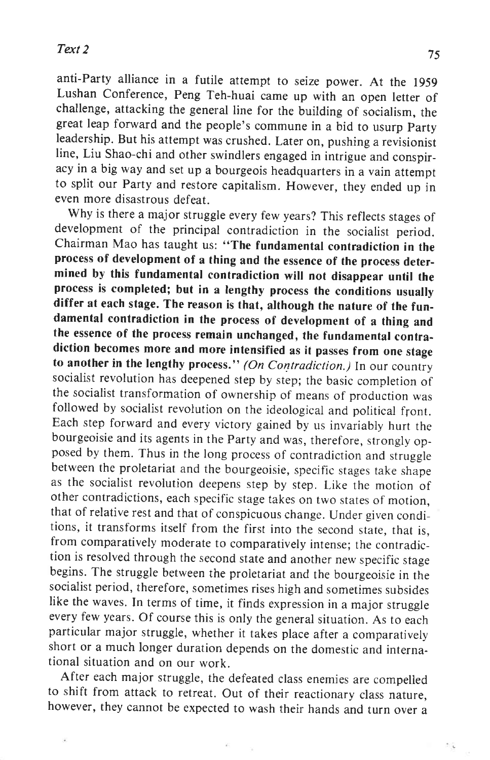anti-Party alliance in a futile attempt to seize power. At the 1959 Lushan Conference, Peng Teh-huai came up with an open letter of challenge, attacking the general line for the building of socialism, the great leap forward and the people's commune in a bid to usurp Party leadership. But his attempt was crushed. Later on, pushing a revisionist line, Liu Shao-chi and other swindlers engaged in intrigue and conspiracy in a big way and set up a bourgeois headquarters in a vain attempt to split our Party and restore capitalism. However, they ended up in even more disastrous defeat.

Why is there a major struggle every few years? This reflects stages of development of the principal contradiction in the socialist period. Chairman Mao has taught us: **"The fundamental contradiction in the process of development of a thing and the essence of the process determined by this fundamental contradiction will not disappear until the process is completed; but in a lengthy process the conditions usually differ at each stage. The reason is that, although the nature of the fundamental contradiction in the process of development of a thing and the essence of the process remain unchanged, the fundamental contradiction becomes more and more intensified as it passes from one stage to another in the lengthy process."** *(On Contradiction.)* In our country socialist revolution has deepened step by step; the basic completion of the socialist transformation of ownership of means of production was followed by socialist revolution on the ideological and political front. Each step forward and every victory gained by us invariably hurt the bourgeoisie and its agents in the Party and was, therefore, strongly opposed by them. Thus in the long process of contradiction and struggle between the proletariat and the bourgeoisie, specific stages take shape as the socialist revolution deepens step by step. Like the motion of other contradictions, each specific stage takes on two states of motion, that of relative rest and that of conspicuous change. Under given conditions, it transforms itself from the first into the second state, that is, from comparatively moderate to comparatively intense; the contradiction is resolved through the second state and another new specific stage begins. The struggle between the proletariat and the bourgeoisie in the socialist period, therefore, sometimes rises high and sometimes subsides like the waves. In terms of time, it finds expression in a major struggle every few years. Of course this is only the general situation. As to each particular major struggle, whether it takes place after a comparatively short or a much longer duration depends on the domestic and international situation and on our work.

After each major struggle, the defeated class enemies are compelled to shift from attack to retreat. Out of their reactionary class nature, however, they cannot be expected to wash their hands and turn over a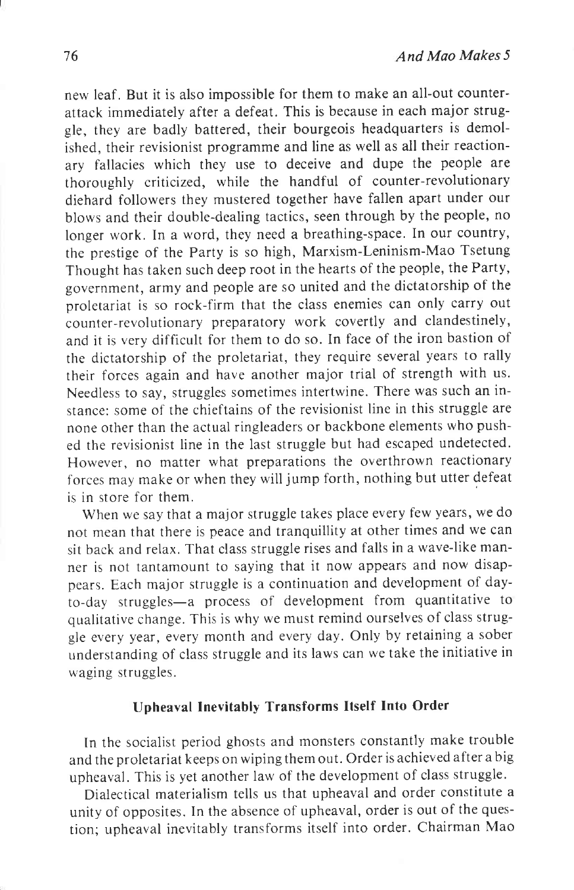new leaf. But it is also impossible for them to make an all-out counter-attack immediately after a defeat. This is because in each major struggle, they are badly battered, their bourgeois headquarters is demolished, their revisionist programme and line as well as all their reactionary fallacies which they use to deceive and dupe the people are thoroughly criticized, while the handful of counter-revolutionary diehard followers they mustered together have fallen apart under our blows and their double-dealing tactics, seen through by the people, no longer work. In a word, they need a breathing-space. In our country, the prestige of the Party is so high, Marxism-Leninism-Mao Tsetung Thought has taken such deep root in the hearts of the people, the Party, government, army and people are so united and the dictatorship of the proletariat is so rock-firm that the class enemies can only carry out counter-revolutionary preparatory work covertly and clandestinely, and it is very difficult for them to do so. In face of the iron bastion of the dictatorship of the proletariat, they require several years to rally their forces again and have another major trial of strength with us. Needless to say, struggles sometimes intertwine. There was such an instance: some of the chieftains of the revisionist line in this struggle are none other than the actual ringleaders or backbone elements who pushed the revisionist line in the last struggle but had escaped undetected. However, no matter what preparations the overthrown reactionary forces may make or when they will jump forth, nothing but utter defeat is in store for them.

When we say that a major struggle takes place every few years, we do not mean that there is peace and tranquillity at other times and we can sit back and relax. That class struggle rises and falls in a wave-like manner is not tantamount to saying that it now appears and now disappears. Each major struggle is a continuation and development of day-to-day struggles—a process of development from quantitative to qualitative change. This is why we must remind ourselves of class struggle every year, every month and every day. Only by retaining a sober understanding of class struggle and its laws can we take the initiative in waging struggles.

### Upheaval Inevitably Transforms Itself Into Order

In the socialist period ghosts and monsters constantly make trouble and the proletariat keeps on wiping them out. Order is achieved after a big upheaval. This is yet another law of the development of class struggle.

Dialectical materialism tells us that upheaval and order constitute a unity of opposites. In the absence of upheaval, order is out of the question; upheaval inevitably transforms itself into order. Chairman Mao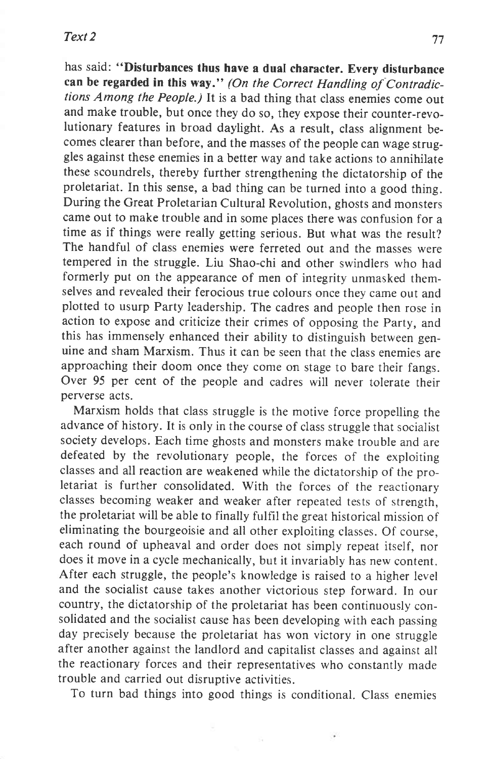has said: **"Disturbances thus have a dual character. Every disturbance can be regarded in this way."** *(On the Correct Handling of Contradictions Among the People.)* It is a bad thing that class enemies come out and make trouble, but once they do so, they expose their counter-revolutionary features in broad daylight. As a result, class alignment becomes clearer than before, and the masses of the people can wage struggles against these enemies in a better way and take actions to annihilate these scoundrels, thereby further strengthening the dictatorship of the proletariat. In this sense, a bad thing can be turned into a good thing. During the Great Proletarian Cultural Revolution, ghosts and monsters came out to make trouble and in some places there was confusion for a time as if things were really getting serious. But what was the result? The handful of class enemies were ferreted out and the masses were tempered in the struggle. Liu Shao-chi and other swindlers who had formerly put on the appearance of men of integrity unmasked themselves and revealed their ferocious true colours once they came out and plotted to usurp Party leadership. The cadres and people then rose in action to expose and criticize their crimes of opposing the Party, and this has immensely enhanced their ability to distinguish between genuine and sham Marxism. Thus it can be seen that the class enemies are approaching their doom once they come on stage to bare their fangs. Over 95 per cent of the people and cadres will never tolerate their perverse acts.

Marxism holds that class struggle is the motive force propelling the advance of history. It is only in the course of class struggle that socialist society develops. Each time ghosts and monsters make trouble and are defeated by the revolutionary people, the forces of the exploiting classes and all reaction are weakened while the dictatorship of the proletariat is further consolidated. With the forces of the reactionary classes becoming weaker and weaker after repeated tests of strength, the proletariat will be able to finally fulfil the great historical mission of eliminating the bourgeoisie and all other exploiting classes. Of course, each round of upheaval and order does not simply repeat itself, nor does it move in a cycle mechanically, but it invariably has new content. After each struggle, the people's knowledge is raised to a higher level and the socialist cause takes another victorious step forward. In our country, the dictatorship of the proletariat has been continuously consolidated and the socialist cause has been developing with each passing day precisely because the proletariat has won victory in one struggle after another against the landlord and capitalist classes and against all the reactionary forces and their representatives who constantly made trouble and carried out disruptive activities.

To turn bad things into good things is conditional. Class enemies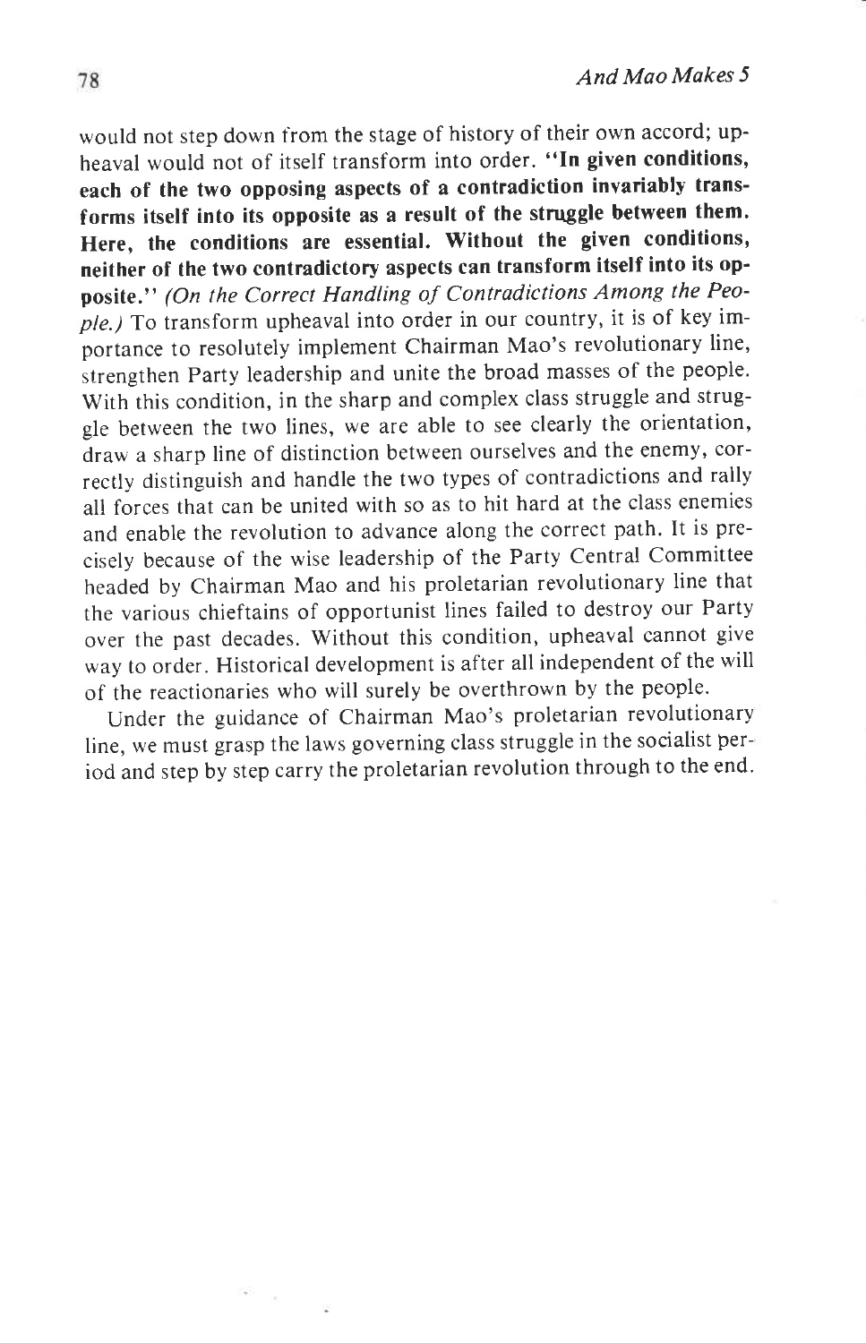would not step down from the stage of history of their own accord; upheaval would not of itself transform into order. **"In given conditions, each of the two opposing aspects of a contradiction invariably transforms itself into its opposite as a result of the struggle between them. Here, the conditions are essential. Without the given conditions, neither of the two contradictory aspects can transform itself into its opposite."** *(On the Correct Handling of Contradictions Among the People.)* To transform upheaval into order in our country, it is of key importance to resolutely implement Chairman Mao's revolutionary line, strengthen Party leadership and unite the broad masses of the people. With this condition, in the sharp and complex class struggle and struggle between the two lines, we are able to see clearly the orientation, draw a sharp line of distinction between ourselves and the enemy, correctly distinguish and handle the two types of contradictions and rally all forces that can be united with so as to hit hard at the class enemies and enable the revolution to advance along the correct path. It is precisely because of the wise leadership of the Party Central Committee headed by Chairman Mao and his proletarian revolutionary line that the various chieftains of opportunist lines failed to destroy our Party over the past decades. Without this condition, upheaval cannot give way to order. Historical development is after all independent of the will of the reactionaries who will surely be overthrown by the people.

Under the guidance of Chairman Mao's proletarian revolutionary line, we must grasp the laws governing class struggle in the socialist period and step by step carry the proletarian revolution through to the end.